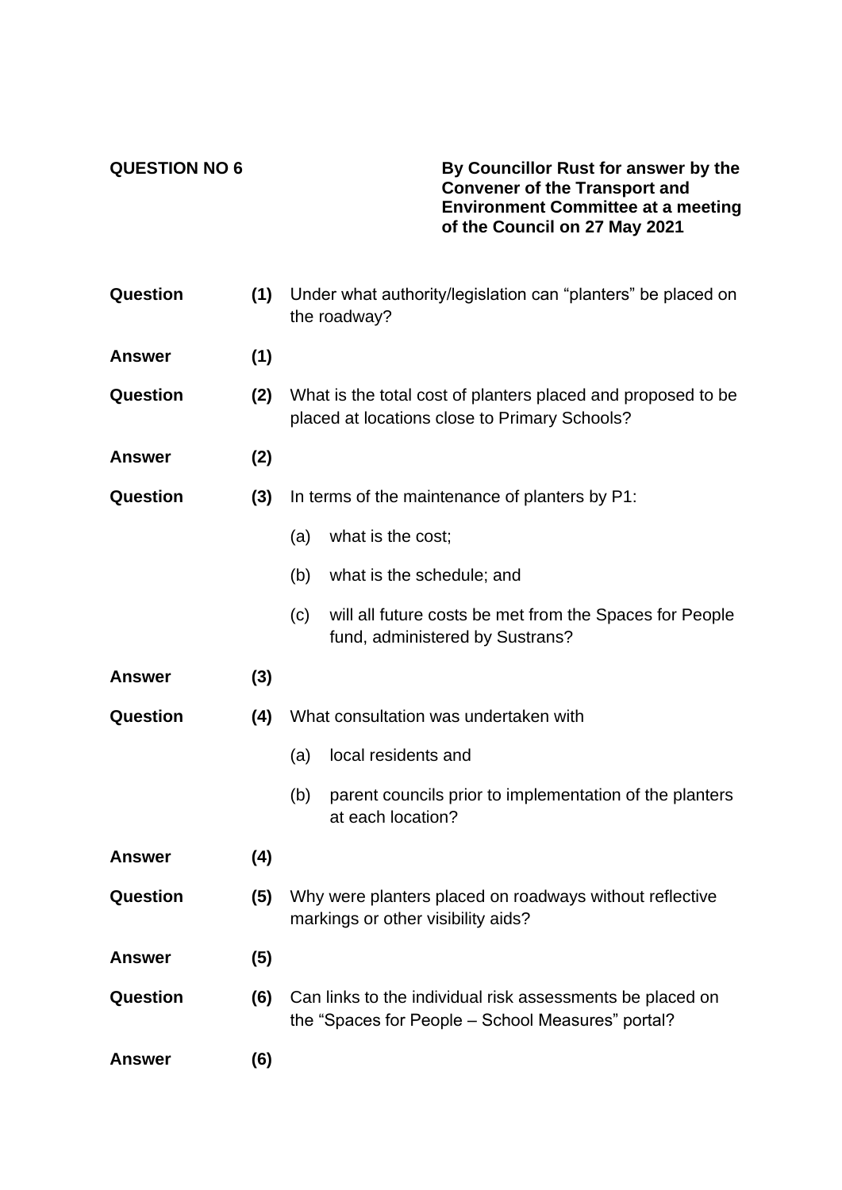**QUESTION NO 6**

**By Councillor Rust for answer by the Convener of the Transport and Environment Committee at a meeting of the Council on 27 May 2021**

**Question** **(1)** Under what authority/legislation can "planters" be placed on the roadway?

**Answer** **(1)**

**Question** **(2)** What is the total cost of planters placed and proposed to be placed at locations close to Primary Schools?

**Answer** **(2)**

**Question** **(3)** In terms of the maintenance of planters by P1:

(a) what is the cost;

(b) what is the schedule; and

(c) will all future costs be met from the Spaces for People fund, administered by Sustrans?

**Answer** **(3)**

**Question** **(4)** What consultation was undertaken with

(a) local residents and

(b) parent councils prior to implementation of the planters at each location?

**Answer** **(4)**

**Question** **(5)** Why were planters placed on roadways without reflective markings or other visibility aids?

**Answer** **(5)**

**Question** **(6)** Can links to the individual risk assessments be placed on the "Spaces for People – School Measures" portal?

**Answer** **(6)**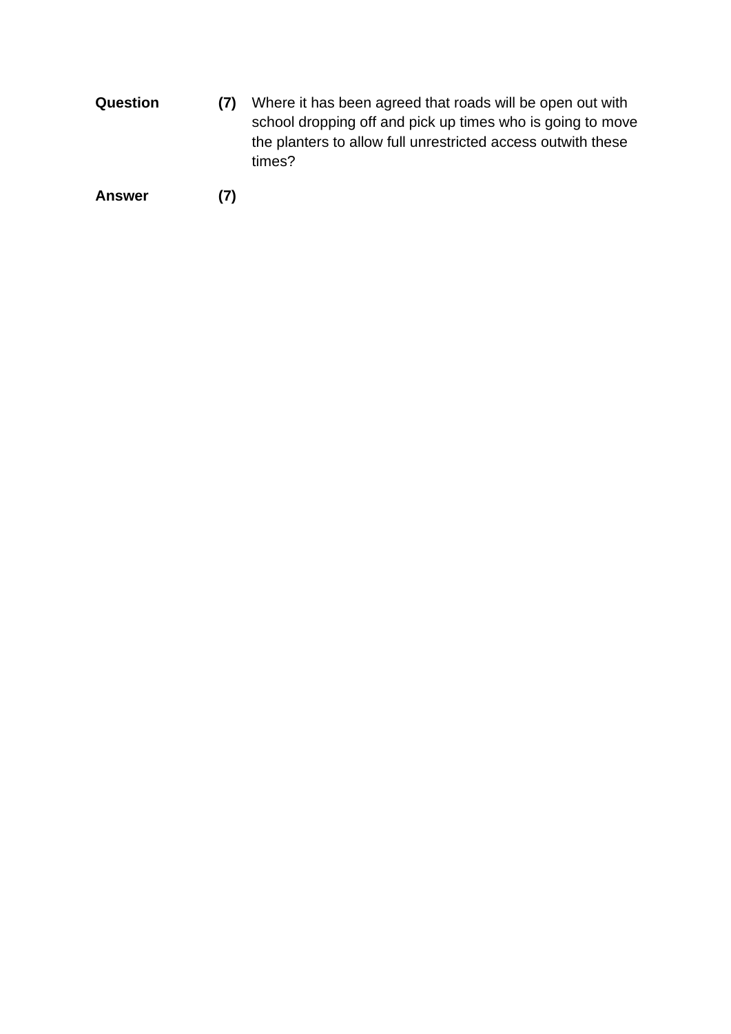**Question** **(7)** Where it has been agreed that roads will be open out with school dropping off and pick up times who is going to move the planters to allow full unrestricted access outwith these times?

**Answer** **(7)**